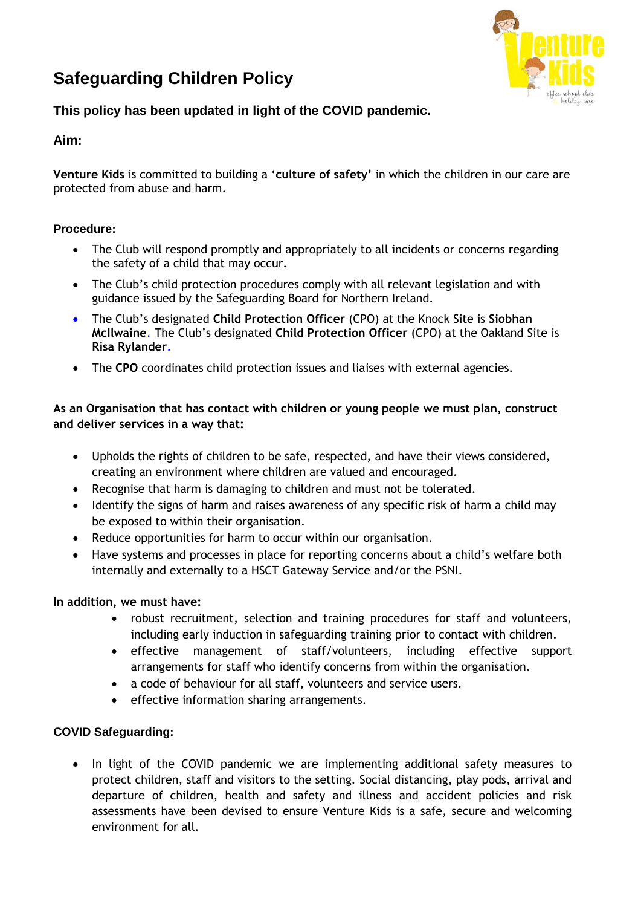# Safeguarding Children Policy

### This policy has been updated in light of the COVID pandemic.

### Aim:

**Venture Kids** is committed to building a **'culture of safety'** in which the children in our care are protected from abuse and harm.

#### Procedure:

- The Club will respond promptly and appropriately to all incidents or concerns regarding the safety of a child that may occur.
- The Club's child protection procedures comply with all relevant legislation and with guidance issued by the Safeguarding Board for Northern Ireland.
- The Club's designated **Child Protection Officer** (CPO) at the Knock Site is **Siobhan McIlwaine**. The Club's designated **Child Protection Officer** (CPO) at the Oakland Site is **Risa Rylander**.
- The **CPO** coordinates child protection issues and liaises with external agencies.

**As an Organisation that has contact with children or young people we must plan, construct and deliver services in a way that:**

- Upholds the rights of children to be safe, respected, and have their views considered, creating an environment where children are valued and encouraged.
- Recognise that harm is damaging to children and must not be tolerated.
- Identify the signs of harm and raises awareness of any specific risk of harm a child may be exposed to within their organisation.
- Reduce opportunities for harm to occur within our organisation.
- Have systems and processes in place for reporting concerns about a child's welfare both internally and externally to a HSCT Gateway Service and/or the PSNI.

**In addition, we must have:**

- robust recruitment, selection and training procedures for staff and volunteers, including early induction in safeguarding training prior to contact with children.
- effective management of staff/volunteers, including effective support arrangements for staff who identify concerns from within the organisation.
- a code of behaviour for all staff, volunteers and service users.
- effective information sharing arrangements.

#### COVID Safeguarding:

- In light of the COVID pandemic we are implementing additional safety measures to protect children, staff and visitors to the setting. Social distancing, play pods, arrival and departure of children, health and safety and illness and accident policies and risk assessments have been devised to ensure Venture Kids is a safe, secure and welcoming environment for all.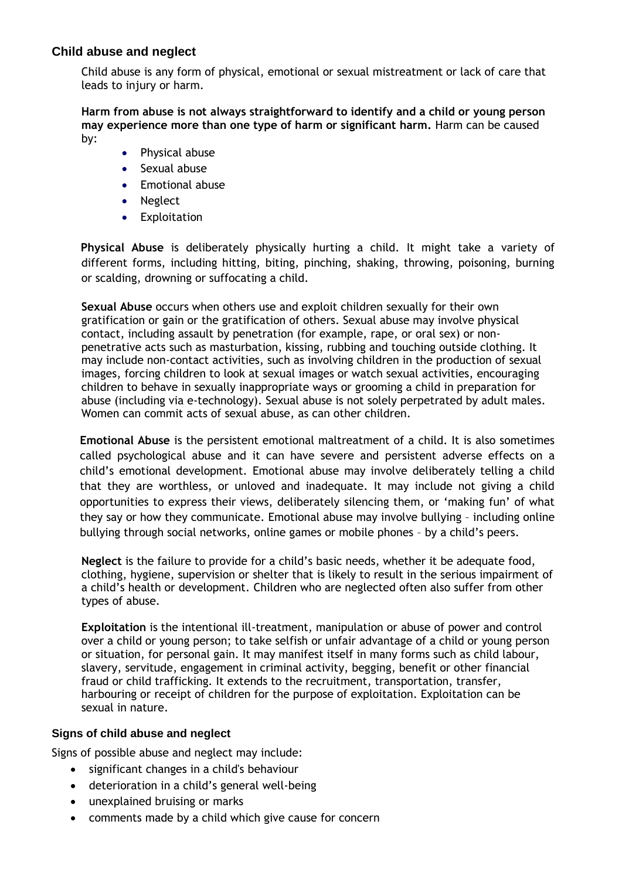## Child abuse and neglect

Child abuse is any form of physical, emotional or sexual mistreatment or lack of care that leads to injury or harm.

**Harm from abuse is not always straightforward to identify and a child or young person may experience more than one type of harm or significant harm.** Harm can be caused by:

- Physical abuse
- Sexual abuse
- Emotional abuse
- Neglect
- Exploitation

**Physical Abuse** is deliberately physically hurting a child. It might take a variety of different forms, including hitting, biting, pinching, shaking, throwing, poisoning, burning or scalding, drowning or suffocating a child.

**Sexual Abuse** occurs when others use and exploit children sexually for their own gratification or gain or the gratification of others. Sexual abuse may involve physical contact, including assault by penetration (for example, rape, or oral sex) or non-penetrative acts such as masturbation, kissing, rubbing and touching outside clothing. It may include non-contact activities, such as involving children in the production of sexual images, forcing children to look at sexual images or watch sexual activities, encouraging children to behave in sexually inappropriate ways or grooming a child in preparation for abuse (including via e-technology). Sexual abuse is not solely perpetrated by adult males. Women can commit acts of sexual abuse, as can other children.

**Emotional Abuse** is the persistent emotional maltreatment of a child. It is also sometimes called psychological abuse and it can have severe and persistent adverse effects on a child's emotional development. Emotional abuse may involve deliberately telling a child that they are worthless, or unloved and inadequate. It may include not giving a child opportunities to express their views, deliberately silencing them, or 'making fun' of what they say or how they communicate. Emotional abuse may involve bullying – including online bullying through social networks, online games or mobile phones – by a child's peers.

**Neglect** is the failure to provide for a child's basic needs, whether it be adequate food, clothing, hygiene, supervision or shelter that is likely to result in the serious impairment of a child's health or development. Children who are neglected often also suffer from other types of abuse.

**Exploitation** is the intentional ill-treatment, manipulation or abuse of power and control over a child or young person; to take selfish or unfair advantage of a child or young person or situation, for personal gain. It may manifest itself in many forms such as child labour, slavery, servitude, engagement in criminal activity, begging, benefit or other financial fraud or child trafficking. It extends to the recruitment, transportation, transfer, harbouring or receipt of children for the purpose of exploitation. Exploitation can be sexual in nature.

### Signs of child abuse and neglect

Signs of possible abuse and neglect may include:

- significant changes in a child's behaviour
- deterioration in a child's general well-being
- unexplained bruising or marks
- comments made by a child which give cause for concern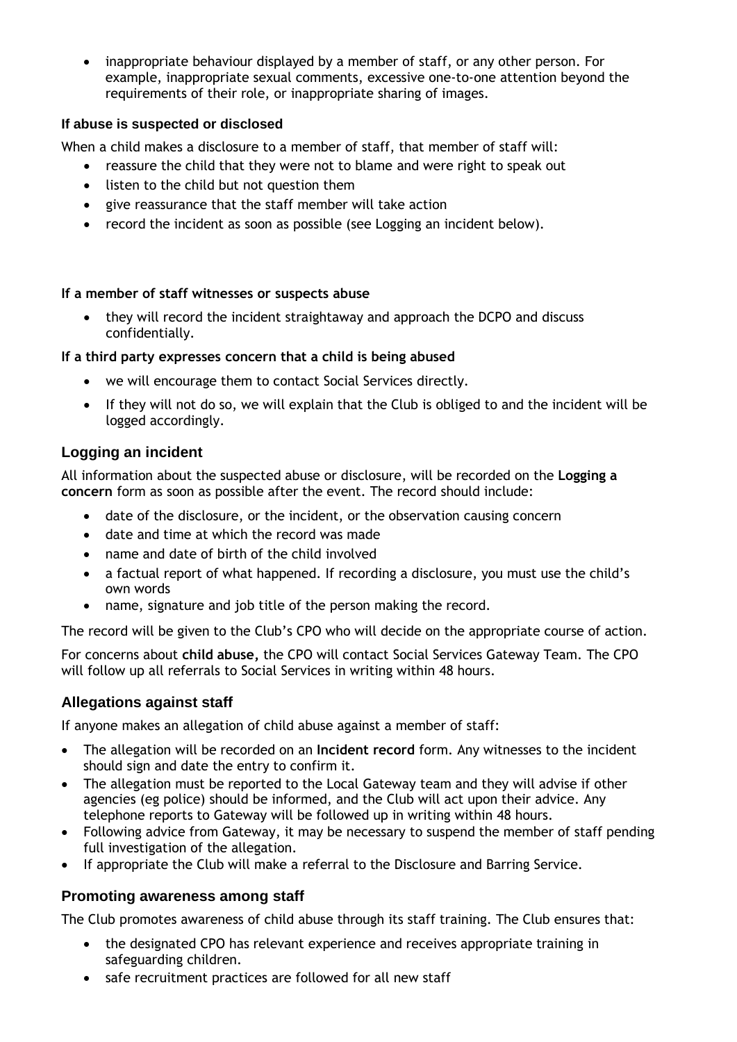- inappropriate behaviour displayed by a member of staff, or any other person. For example, inappropriate sexual comments, excessive one-to-one attention beyond the requirements of their role, or inappropriate sharing of images.

#### If abuse is suspected or disclosed

When a child makes a disclosure to a member of staff, that member of staff will:

- reassure the child that they were not to blame and were right to speak out
- listen to the child but not question them
- give reassurance that the staff member will take action
- record the incident as soon as possible (see Logging an incident below).

#### If a member of staff witnesses or suspects abuse

- they will record the incident straightaway and approach the DCPO and discuss confidentially.

#### If a third party expresses concern that a child is being abused

- we will encourage them to contact Social Services directly.
- If they will not do so, we will explain that the Club is obliged to and the incident will be logged accordingly.

### Logging an incident

All information about the suspected abuse or disclosure, will be recorded on the **Logging a concern** form as soon as possible after the event. The record should include:

- date of the disclosure, or the incident, or the observation causing concern
- date and time at which the record was made
- name and date of birth of the child involved
- a factual report of what happened. If recording a disclosure, you must use the child's own words
- name, signature and job title of the person making the record.

The record will be given to the Club's CPO who will decide on the appropriate course of action.

For concerns about **child abuse,** the CPO will contact Social Services Gateway Team. The CPO will follow up all referrals to Social Services in writing within 48 hours.

### Allegations against staff

If anyone makes an allegation of child abuse against a member of staff:

- The allegation will be recorded on an **Incident record** form. Any witnesses to the incident should sign and date the entry to confirm it.
- The allegation must be reported to the Local Gateway team and they will advise if other agencies (eg police) should be informed, and the Club will act upon their advice. Any telephone reports to Gateway will be followed up in writing within 48 hours.
- Following advice from Gateway, it may be necessary to suspend the member of staff pending full investigation of the allegation.
- If appropriate the Club will make a referral to the Disclosure and Barring Service.

### Promoting awareness among staff

The Club promotes awareness of child abuse through its staff training. The Club ensures that:

- the designated CPO has relevant experience and receives appropriate training in safeguarding children.
- safe recruitment practices are followed for all new staff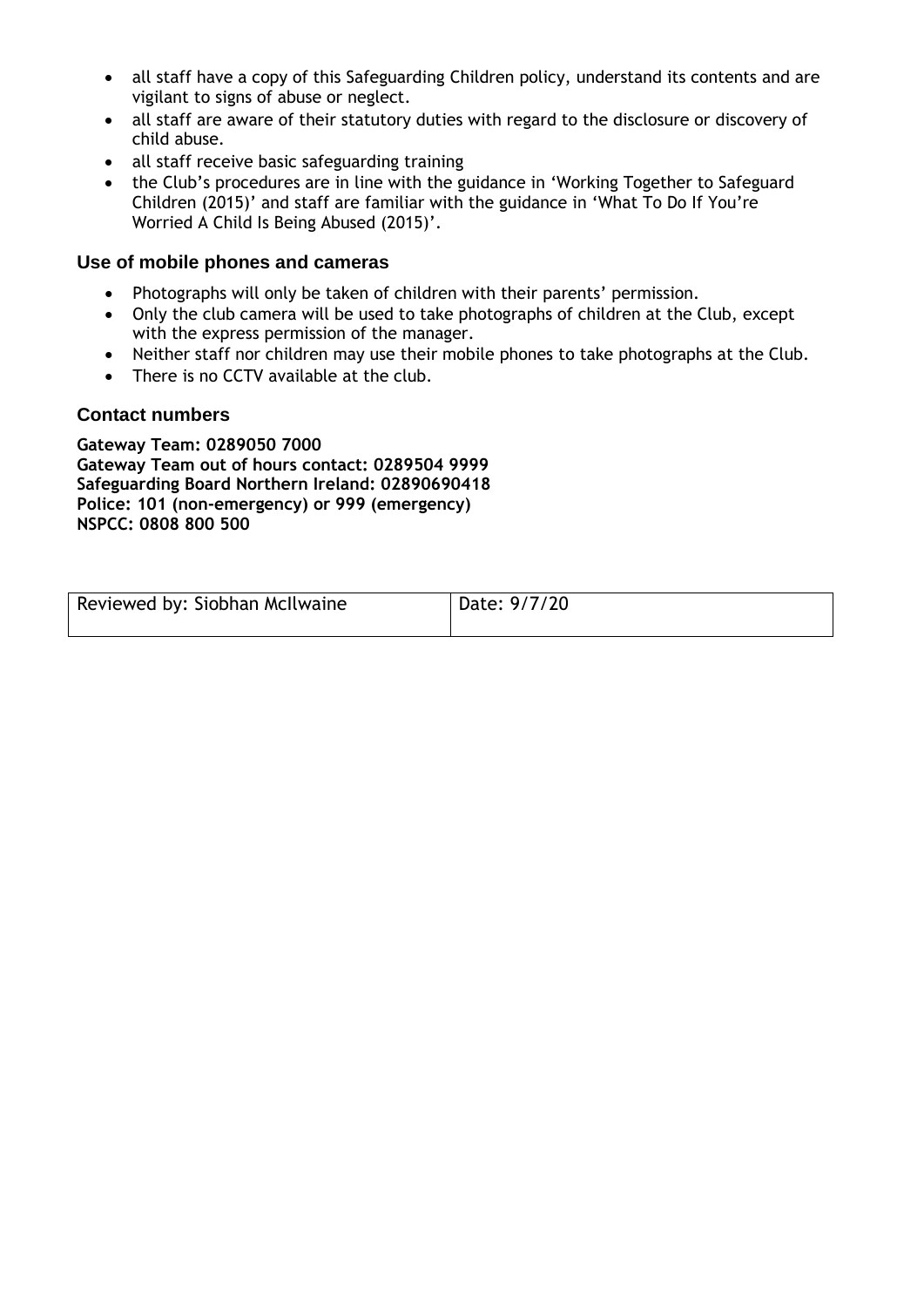- all staff have a copy of this Safeguarding Children policy, understand its contents and are vigilant to signs of abuse or neglect.
- all staff are aware of their statutory duties with regard to the disclosure or discovery of child abuse.
- all staff receive basic safeguarding training
- the Club's procedures are in line with the guidance in 'Working Together to Safeguard Children (2015)' and staff are familiar with the guidance in 'What To Do If You're Worried A Child Is Being Abused (2015)'.

### Use of mobile phones and cameras

- Photographs will only be taken of children with their parents' permission.
- Only the club camera will be used to take photographs of children at the Club, except with the express permission of the manager.
- Neither staff nor children may use their mobile phones to take photographs at the Club.
- There is no CCTV available at the club.

### Contact numbers

**Gateway Team: 0289050 7000**
**Gateway Team out of hours contact: 0289504 9999**
**Safeguarding Board Northern Ireland: 02890690418**
**Police: 101 (non-emergency) or 999 (emergency)**
**NSPCC: 0808 800 500**

| | |
|---|---|
| Reviewed by: Siobhan McIlwaine | Date: 9/7/20 |